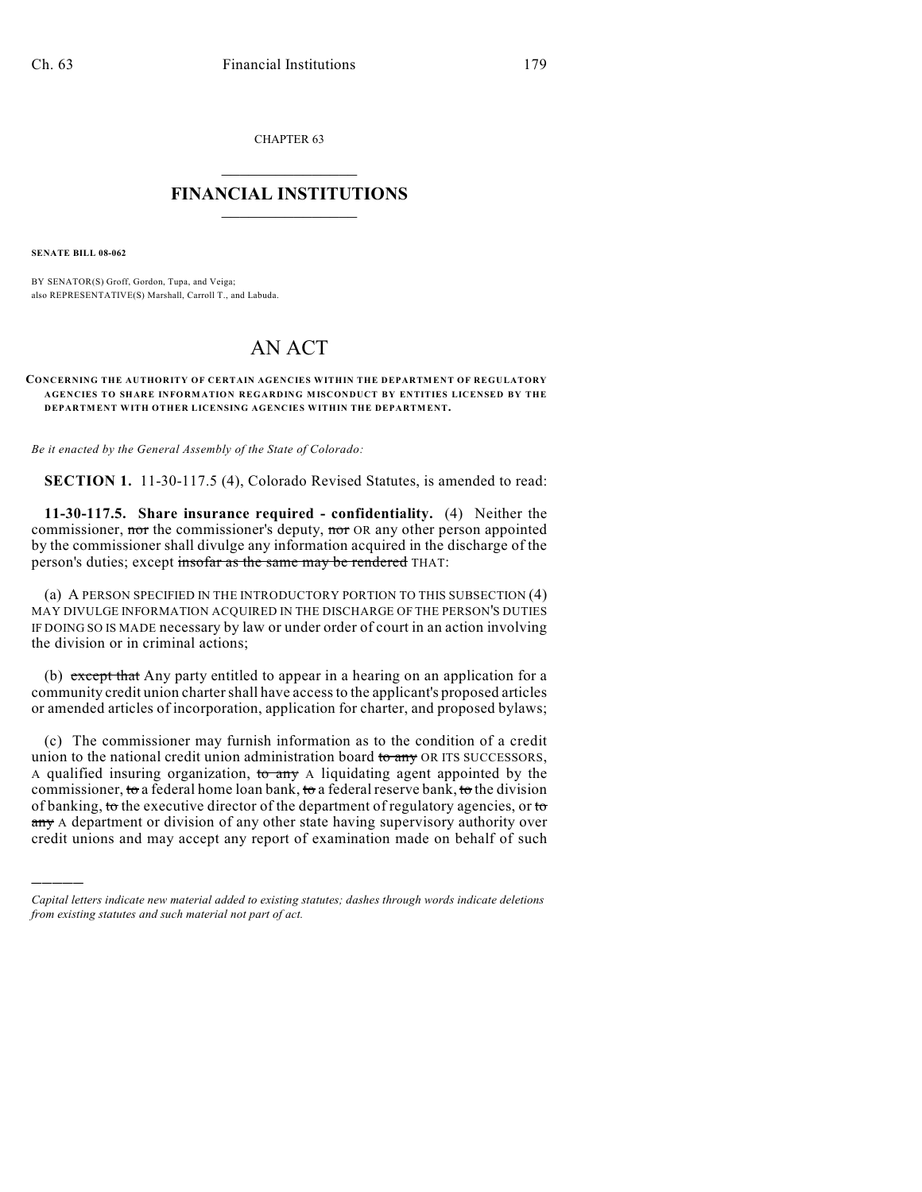CHAPTER 63

# FINANCIAL INSTITUTIONS

**SENATE BILL 08-062**

BY SENATOR(S) Groff, Gordon, Tupa, and Veiga;
also REPRESENTATIVE(S) Marshall, Carroll T., and Labuda.

# AN ACT

**CONCERNING THE AUTHORITY OF CERTAIN AGENCIES WITHIN THE DEPARTMENT OF REGULATORY AGENCIES TO SHARE INFORMATION REGARDING MISCONDUCT BY ENTITIES LICENSED BY THE DEPARTMENT WITH OTHER LICENSING AGENCIES WITHIN THE DEPARTMENT.**

*Be it enacted by the General Assembly of the State of Colorado:*

**SECTION 1.** 11-30-117.5 (4), Colorado Revised Statutes, is amended to read:

**11-30-117.5. Share insurance required - confidentiality.** (4) Neither the commissioner, ~~nor~~ the commissioner's deputy, ~~nor~~ OR any other person appointed by the commissioner shall divulge any information acquired in the discharge of the person's duties; except ~~insofar as the same may be rendered~~ THAT:

(a) A PERSON SPECIFIED IN THE INTRODUCTORY PORTION TO THIS SUBSECTION (4) MAY DIVULGE INFORMATION ACQUIRED IN THE DISCHARGE OF THE PERSON'S DUTIES IF DOING SO IS MADE necessary by law or under order of court in an action involving the division or in criminal actions;

(b) ~~except that~~ Any party entitled to appear in a hearing on an application for a community credit union charter shall have access to the applicant's proposed articles or amended articles of incorporation, application for charter, and proposed bylaws;

(c) The commissioner may furnish information as to the condition of a credit union to the national credit union administration board ~~to any~~ OR ITS SUCCESSORS, A qualified insuring organization, ~~to any~~ A liquidating agent appointed by the commissioner, ~~to~~ a federal home loan bank, ~~to~~ a federal reserve bank, ~~to~~ the division of banking, ~~to~~ the executive director of the department of regulatory agencies, or ~~to any~~ A department or division of any other state having supervisory authority over credit unions and may accept any report of examination made on behalf of such

*Capital letters indicate new material added to existing statutes; dashes through words indicate deletions from existing statutes and such material not part of act.*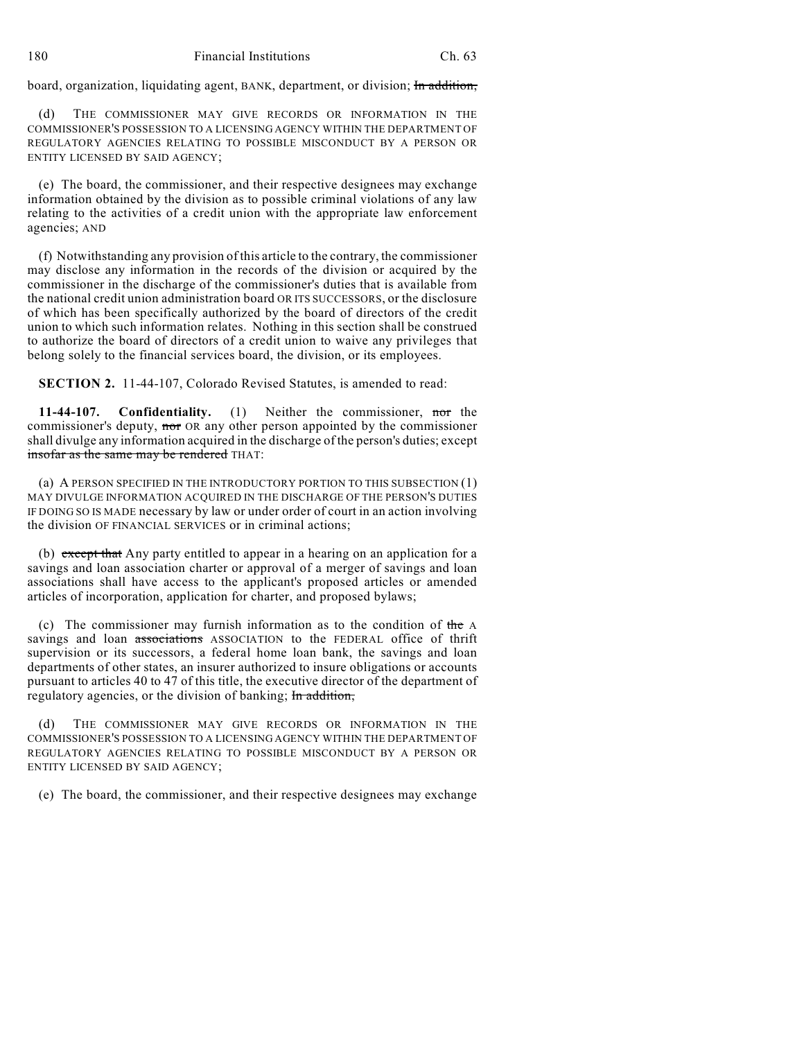board, organization, liquidating agent, BANK, department, or division; ~~In addition,~~

(d) THE COMMISSIONER MAY GIVE RECORDS OR INFORMATION IN THE COMMISSIONER'S POSSESSION TO A LICENSING AGENCY WITHIN THE DEPARTMENT OF REGULATORY AGENCIES RELATING TO POSSIBLE MISCONDUCT BY A PERSON OR ENTITY LICENSED BY SAID AGENCY;

(e) The board, the commissioner, and their respective designees may exchange information obtained by the division as to possible criminal violations of any law relating to the activities of a credit union with the appropriate law enforcement agencies; AND

(f) Notwithstanding any provision of this article to the contrary, the commissioner may disclose any information in the records of the division or acquired by the commissioner in the discharge of the commissioner's duties that is available from the national credit union administration board OR ITS SUCCESSORS, or the disclosure of which has been specifically authorized by the board of directors of the credit union to which such information relates. Nothing in this section shall be construed to authorize the board of directors of a credit union to waive any privileges that belong solely to the financial services board, the division, or its employees.

**SECTION 2.** 11-44-107, Colorado Revised Statutes, is amended to read:

**11-44-107. Confidentiality.** (1) Neither the commissioner, ~~nor~~ the commissioner's deputy, ~~nor~~ OR any other person appointed by the commissioner shall divulge any information acquired in the discharge of the person's duties; except ~~insofar as the same may be rendered~~ THAT:

(a) A PERSON SPECIFIED IN THE INTRODUCTORY PORTION TO THIS SUBSECTION (1) MAY DIVULGE INFORMATION ACQUIRED IN THE DISCHARGE OF THE PERSON'S DUTIES IF DOING SO IS MADE necessary by law or under order of court in an action involving the division OF FINANCIAL SERVICES or in criminal actions;

(b) ~~except that~~ Any party entitled to appear in a hearing on an application for a savings and loan association charter or approval of a merger of savings and loan associations shall have access to the applicant's proposed articles or amended articles of incorporation, application for charter, and proposed bylaws;

(c) The commissioner may furnish information as to the condition of ~~the~~ A savings and loan ~~associations~~ ASSOCIATION to the FEDERAL office of thrift supervision or its successors, a federal home loan bank, the savings and loan departments of other states, an insurer authorized to insure obligations or accounts pursuant to articles 40 to 47 of this title, the executive director of the department of regulatory agencies, or the division of banking; ~~In addition,~~

(d) THE COMMISSIONER MAY GIVE RECORDS OR INFORMATION IN THE COMMISSIONER'S POSSESSION TO A LICENSING AGENCY WITHIN THE DEPARTMENT OF REGULATORY AGENCIES RELATING TO POSSIBLE MISCONDUCT BY A PERSON OR ENTITY LICENSED BY SAID AGENCY;

(e) The board, the commissioner, and their respective designees may exchange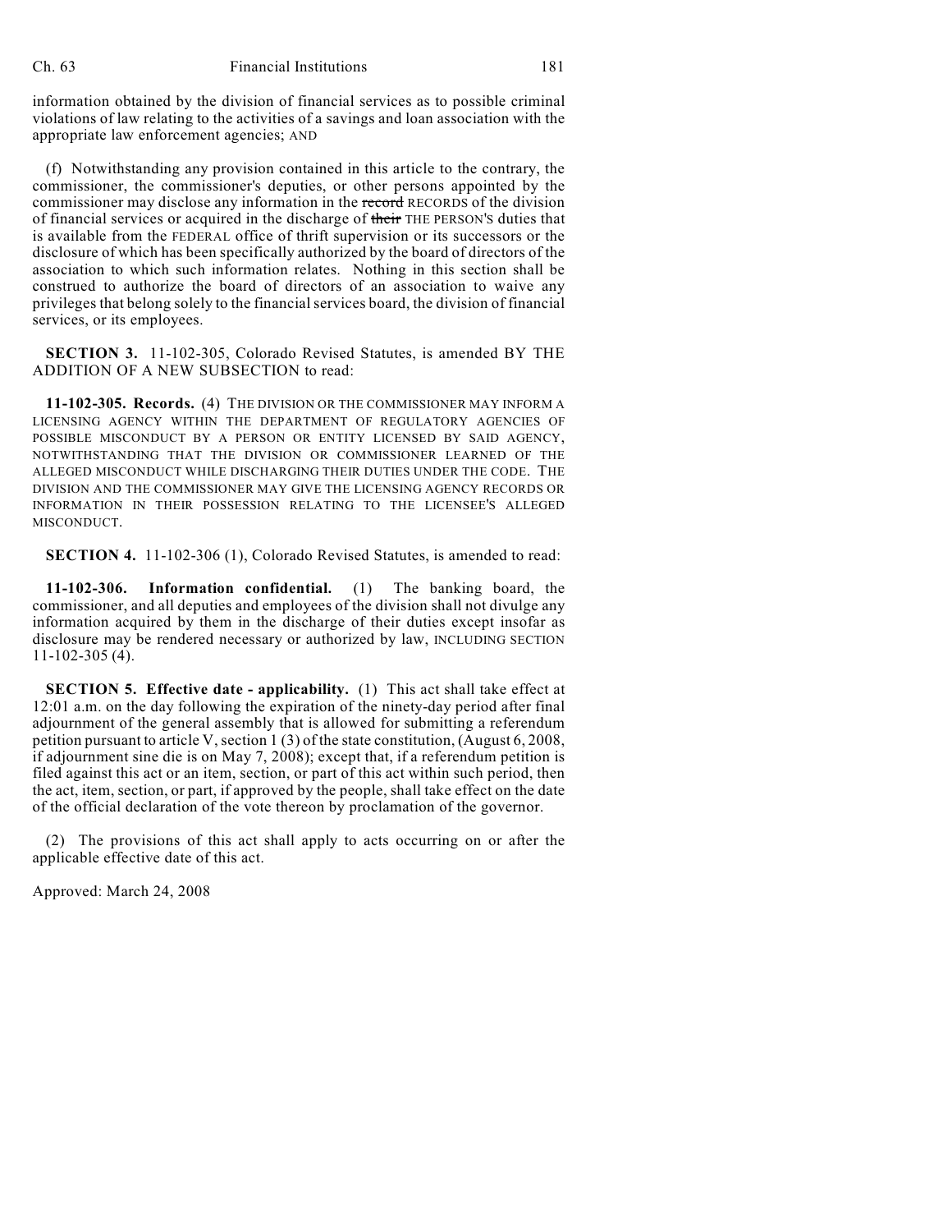information obtained by the division of financial services as to possible criminal violations of law relating to the activities of a savings and loan association with the appropriate law enforcement agencies; AND

(f) Notwithstanding any provision contained in this article to the contrary, the commissioner, the commissioner's deputies, or other persons appointed by the commissioner may disclose any information in the ~~record~~ RECORDS of the division of financial services or acquired in the discharge of ~~their~~ THE PERSON'S duties that is available from the FEDERAL office of thrift supervision or its successors or the disclosure of which has been specifically authorized by the board of directors of the association to which such information relates. Nothing in this section shall be construed to authorize the board of directors of an association to waive any privileges that belong solely to the financial services board, the division of financial services, or its employees.

**SECTION 3.** 11-102-305, Colorado Revised Statutes, is amended BY THE ADDITION OF A NEW SUBSECTION to read:

**11-102-305. Records.** (4) THE DIVISION OR THE COMMISSIONER MAY INFORM A LICENSING AGENCY WITHIN THE DEPARTMENT OF REGULATORY AGENCIES OF POSSIBLE MISCONDUCT BY A PERSON OR ENTITY LICENSED BY SAID AGENCY, NOTWITHSTANDING THAT THE DIVISION OR COMMISSIONER LEARNED OF THE ALLEGED MISCONDUCT WHILE DISCHARGING THEIR DUTIES UNDER THE CODE. THE DIVISION AND THE COMMISSIONER MAY GIVE THE LICENSING AGENCY RECORDS OR INFORMATION IN THEIR POSSESSION RELATING TO THE LICENSEE'S ALLEGED MISCONDUCT.

**SECTION 4.** 11-102-306 (1), Colorado Revised Statutes, is amended to read:

**11-102-306. Information confidential.** (1) The banking board, the commissioner, and all deputies and employees of the division shall not divulge any information acquired by them in the discharge of their duties except insofar as disclosure may be rendered necessary or authorized by law, INCLUDING SECTION 11-102-305 (4).

**SECTION 5. Effective date - applicability.** (1) This act shall take effect at 12:01 a.m. on the day following the expiration of the ninety-day period after final adjournment of the general assembly that is allowed for submitting a referendum petition pursuant to article V, section 1 (3) of the state constitution, (August 6, 2008, if adjournment sine die is on May 7, 2008); except that, if a referendum petition is filed against this act or an item, section, or part of this act within such period, then the act, item, section, or part, if approved by the people, shall take effect on the date of the official declaration of the vote thereon by proclamation of the governor.

(2) The provisions of this act shall apply to acts occurring on or after the applicable effective date of this act.

Approved: March 24, 2008